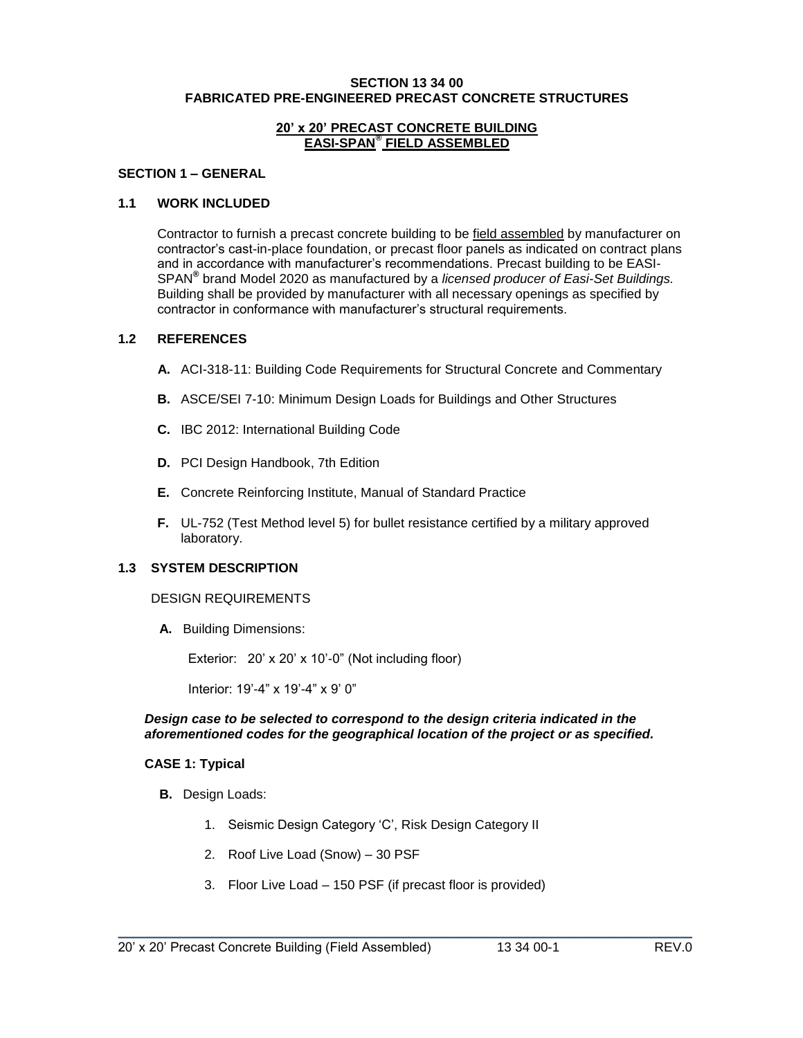# SECTION 13 34 00
# FABRICATED PRE-ENGINEERED PRECAST CONCRETE STRUCTURES

## 20' x 20' PRECAST CONCRETE BUILDING
## EASI-SPAN® FIELD ASSEMBLED

## SECTION 1 – GENERAL

### 1.1 WORK INCLUDED

Contractor to furnish a precast concrete building to be field assembled by manufacturer on contractor's cast-in-place foundation, or precast floor panels as indicated on contract plans and in accordance with manufacturer's recommendations. Precast building to be EASI-SPAN® brand Model 2020 as manufactured by a *licensed producer of Easi-Set Buildings.* Building shall be provided by manufacturer with all necessary openings as specified by contractor in conformance with manufacturer's structural requirements.

### 1.2 REFERENCES

- **A.** ACI-318-11: Building Code Requirements for Structural Concrete and Commentary
- **B.** ASCE/SEI 7-10: Minimum Design Loads for Buildings and Other Structures
- **C.** IBC 2012: International Building Code
- **D.** PCI Design Handbook, 7th Edition
- **E.** Concrete Reinforcing Institute, Manual of Standard Practice
- **F.** UL-752 (Test Method level 5) for bullet resistance certified by a military approved laboratory.

### 1.3 SYSTEM DESCRIPTION

DESIGN REQUIREMENTS

- **A.** Building Dimensions:

  Exterior: 20' x 20' x 10'-0" (Not including floor)

  Interior: 19'-4" x 19'-4" x 9' 0"

***Design case to be selected to correspond to the design criteria indicated in the aforementioned codes for the geographical location of the project or as specified.***

**CASE 1: Typical**

- **B.** Design Loads:
  1. Seismic Design Category 'C', Risk Design Category II
  2. Roof Live Load (Snow) – 30 PSF
  3. Floor Live Load – 150 PSF (if precast floor is provided)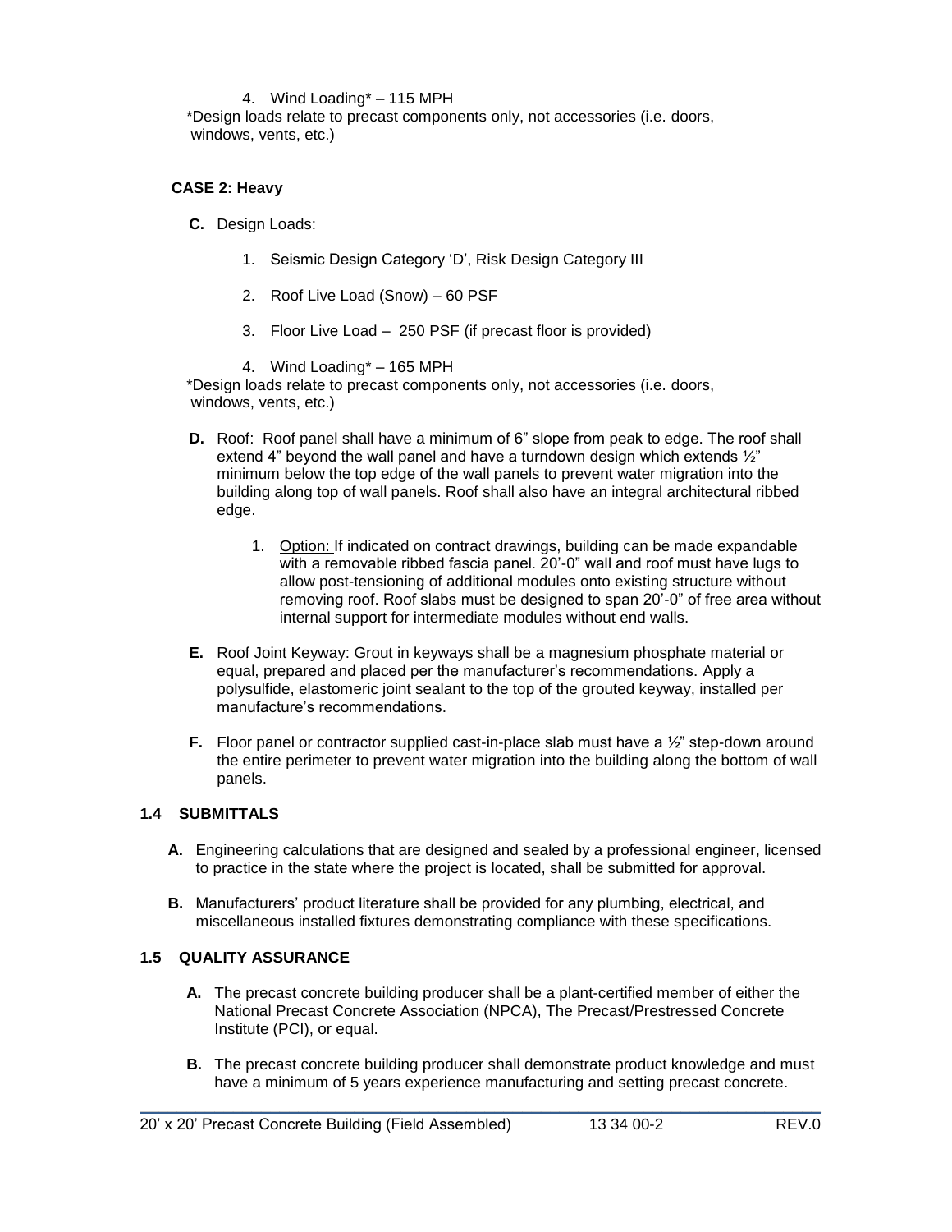4. Wind Loading* – 115 MPH

*Design loads relate to precast components only, not accessories (i.e. doors, windows, vents, etc.)

**CASE 2: Heavy**

**C.** Design Loads:

1. Seismic Design Category ‘D’, Risk Design Category III
2. Roof Live Load (Snow) – 60 PSF
3. Floor Live Load – 250 PSF (if precast floor is provided)
4. Wind Loading* – 165 MPH

*Design loads relate to precast components only, not accessories (i.e. doors, windows, vents, etc.)

**D.** Roof: Roof panel shall have a minimum of 6” slope from peak to edge. The roof shall extend 4” beyond the wall panel and have a turndown design which extends ½” minimum below the top edge of the wall panels to prevent water migration into the building along top of wall panels. Roof shall also have an integral architectural ribbed edge.

1. Option: If indicated on contract drawings, building can be made expandable with a removable ribbed fascia panel. 20’-0” wall and roof must have lugs to allow post-tensioning of additional modules onto existing structure without removing roof. Roof slabs must be designed to span 20’-0” of free area without internal support for intermediate modules without end walls.

**E.** Roof Joint Keyway: Grout in keyways shall be a magnesium phosphate material or equal, prepared and placed per the manufacturer’s recommendations. Apply a polysulfide, elastomeric joint sealant to the top of the grouted keyway, installed per manufacture’s recommendations.

**F.** Floor panel or contractor supplied cast-in-place slab must have a ½” step-down around the entire perimeter to prevent water migration into the building along the bottom of wall panels.

## 1.4 SUBMITTALS

**A.** Engineering calculations that are designed and sealed by a professional engineer, licensed to practice in the state where the project is located, shall be submitted for approval.

**B.** Manufacturers’ product literature shall be provided for any plumbing, electrical, and miscellaneous installed fixtures demonstrating compliance with these specifications.

## 1.5 QUALITY ASSURANCE

**A.** The precast concrete building producer shall be a plant-certified member of either the National Precast Concrete Association (NPCA), The Precast/Prestressed Concrete Institute (PCI), or equal.

**B.** The precast concrete building producer shall demonstrate product knowledge and must have a minimum of 5 years experience manufacturing and setting precast concrete.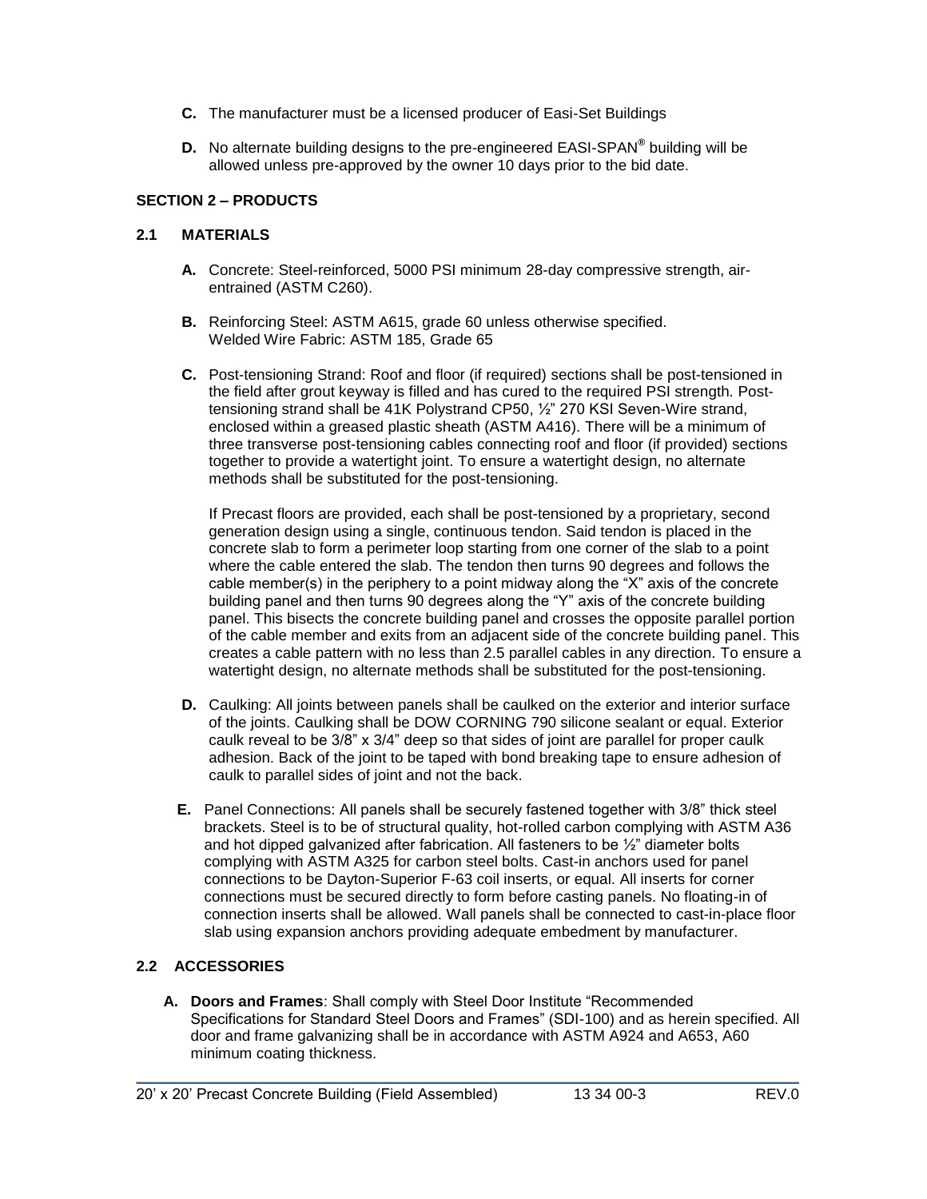**C.** The manufacturer must be a licensed producer of Easi-Set Buildings

**D.** No alternate building designs to the pre-engineered EASI-SPAN® building will be allowed unless pre-approved by the owner 10 days prior to the bid date.

## SECTION 2 – PRODUCTS

### 2.1 MATERIALS

**A.** Concrete: Steel-reinforced, 5000 PSI minimum 28-day compressive strength, air-entrained (ASTM C260).

**B.** Reinforcing Steel: ASTM A615, grade 60 unless otherwise specified.
Welded Wire Fabric: ASTM 185, Grade 65

**C.** Post-tensioning Strand: Roof and floor (if required) sections shall be post-tensioned in the field after grout keyway is filled and has cured to the required PSI strength. Post-tensioning strand shall be 41K Polystrand CP50, ½" 270 KSI Seven-Wire strand, enclosed within a greased plastic sheath (ASTM A416). There will be a minimum of three transverse post-tensioning cables connecting roof and floor (if provided) sections together to provide a watertight joint. To ensure a watertight design, no alternate methods shall be substituted for the post-tensioning.

If Precast floors are provided, each shall be post-tensioned by a proprietary, second generation design using a single, continuous tendon. Said tendon is placed in the concrete slab to form a perimeter loop starting from one corner of the slab to a point where the cable entered the slab. The tendon then turns 90 degrees and follows the cable member(s) in the periphery to a point midway along the "X" axis of the concrete building panel and then turns 90 degrees along the "Y" axis of the concrete building panel. This bisects the concrete building panel and crosses the opposite parallel portion of the cable member and exits from an adjacent side of the concrete building panel. This creates a cable pattern with no less than 2.5 parallel cables in any direction. To ensure a watertight design, no alternate methods shall be substituted for the post-tensioning.

**D.** Caulking: All joints between panels shall be caulked on the exterior and interior surface of the joints. Caulking shall be DOW CORNING 790 silicone sealant or equal. Exterior caulk reveal to be 3/8" x 3/4" deep so that sides of joint are parallel for proper caulk adhesion. Back of the joint to be taped with bond breaking tape to ensure adhesion of caulk to parallel sides of joint and not the back.

**E.** Panel Connections: All panels shall be securely fastened together with 3/8" thick steel brackets. Steel is to be of structural quality, hot-rolled carbon complying with ASTM A36 and hot dipped galvanized after fabrication. All fasteners to be ½" diameter bolts complying with ASTM A325 for carbon steel bolts. Cast-in anchors used for panel connections to be Dayton-Superior F-63 coil inserts, or equal. All inserts for corner connections must be secured directly to form before casting panels. No floating-in of connection inserts shall be allowed. Wall panels shall be connected to cast-in-place floor slab using expansion anchors providing adequate embedment by manufacturer.

### 2.2 ACCESSORIES

**A. Doors and Frames**: Shall comply with Steel Door Institute "Recommended Specifications for Standard Steel Doors and Frames" (SDI-100) and as herein specified. All door and frame galvanizing shall be in accordance with ASTM A924 and A653, A60 minimum coating thickness.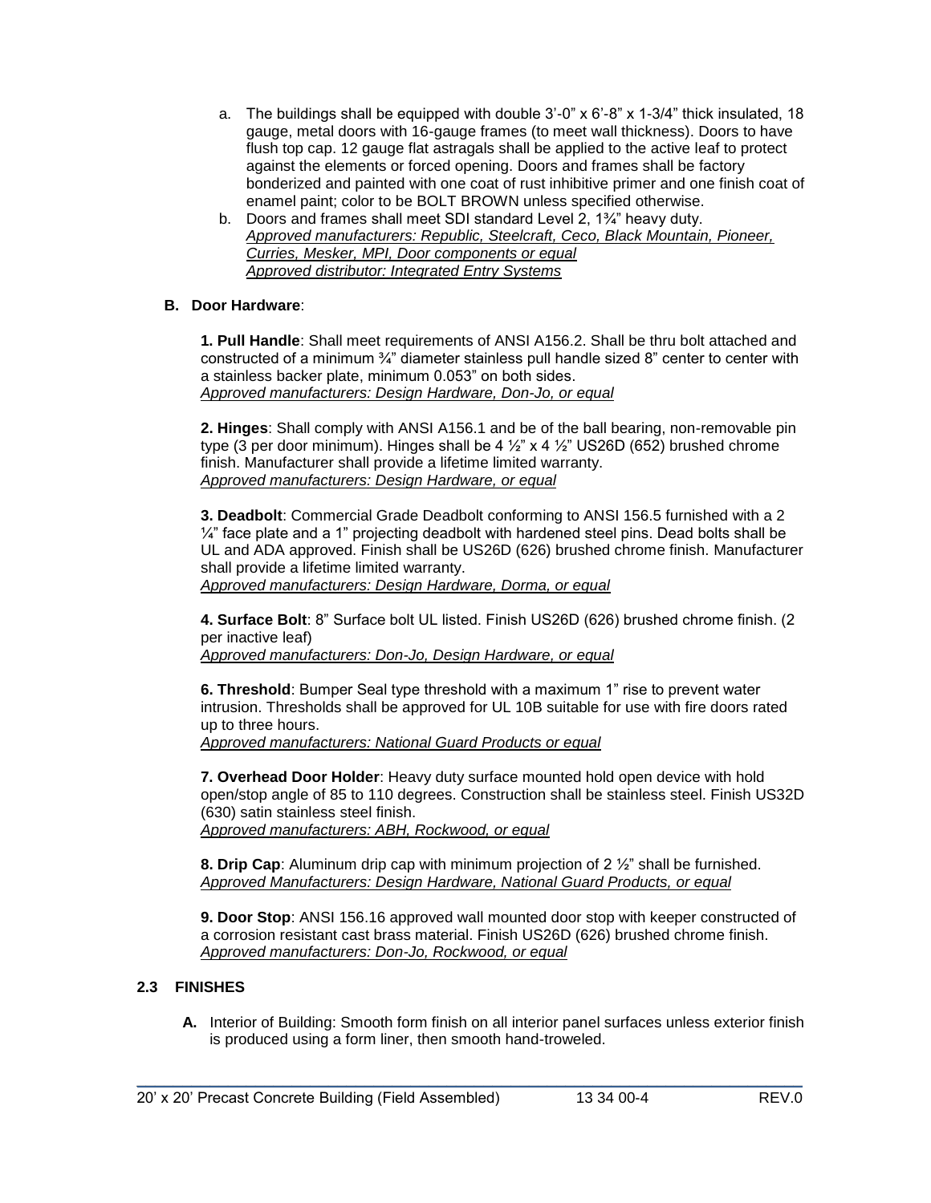a. The buildings shall be equipped with double 3'-0" x 6'-8" x 1-3/4" thick insulated, 18 gauge, metal doors with 16-gauge frames (to meet wall thickness). Doors to have flush top cap. 12 gauge flat astragals shall be applied to the active leaf to protect against the elements or forced opening. Doors and frames shall be factory bonderized and painted with one coat of rust inhibitive primer and one finish coat of enamel paint; color to be BOLT BROWN unless specified otherwise.

b. Doors and frames shall meet SDI standard Level 2, 1¾" heavy duty.
*Approved manufacturers: Republic, Steelcraft, Ceco, Black Mountain, Pioneer, Curries, Mesker, MPI, Door components or equal*
*Approved distributor: Integrated Entry Systems*

**B. Door Hardware**:

**1. Pull Handle**: Shall meet requirements of ANSI A156.2. Shall be thru bolt attached and constructed of a minimum ¾" diameter stainless pull handle sized 8" center to center with a stainless backer plate, minimum 0.053" on both sides.
*Approved manufacturers: Design Hardware, Don-Jo, or equal*

**2. Hinges**: Shall comply with ANSI A156.1 and be of the ball bearing, non-removable pin type (3 per door minimum). Hinges shall be 4 ½" x 4 ½" US26D (652) brushed chrome finish. Manufacturer shall provide a lifetime limited warranty.
*Approved manufacturers: Design Hardware, or equal*

**3. Deadbolt**: Commercial Grade Deadbolt conforming to ANSI 156.5 furnished with a 2 ¼" face plate and a 1" projecting deadbolt with hardened steel pins. Dead bolts shall be UL and ADA approved. Finish shall be US26D (626) brushed chrome finish. Manufacturer shall provide a lifetime limited warranty.
*Approved manufacturers: Design Hardware, Dorma, or equal*

**4. Surface Bolt**: 8" Surface bolt UL listed. Finish US26D (626) brushed chrome finish. (2 per inactive leaf)
*Approved manufacturers: Don-Jo, Design Hardware, or equal*

**6. Threshold**: Bumper Seal type threshold with a maximum 1" rise to prevent water intrusion. Thresholds shall be approved for UL 10B suitable for use with fire doors rated up to three hours.
*Approved manufacturers: National Guard Products or equal*

**7. Overhead Door Holder**: Heavy duty surface mounted hold open device with hold open/stop angle of 85 to 110 degrees. Construction shall be stainless steel. Finish US32D (630) satin stainless steel finish.
*Approved manufacturers: ABH, Rockwood, or equal*

**8. Drip Cap**: Aluminum drip cap with minimum projection of 2 ½" shall be furnished.
*Approved Manufacturers: Design Hardware, National Guard Products, or equal*

**9. Door Stop**: ANSI 156.16 approved wall mounted door stop with keeper constructed of a corrosion resistant cast brass material. Finish US26D (626) brushed chrome finish.
*Approved manufacturers: Don-Jo, Rockwood, or equal*

## 2.3 FINISHES

**A.** Interior of Building: Smooth form finish on all interior panel surfaces unless exterior finish is produced using a form liner, then smooth hand-troweled.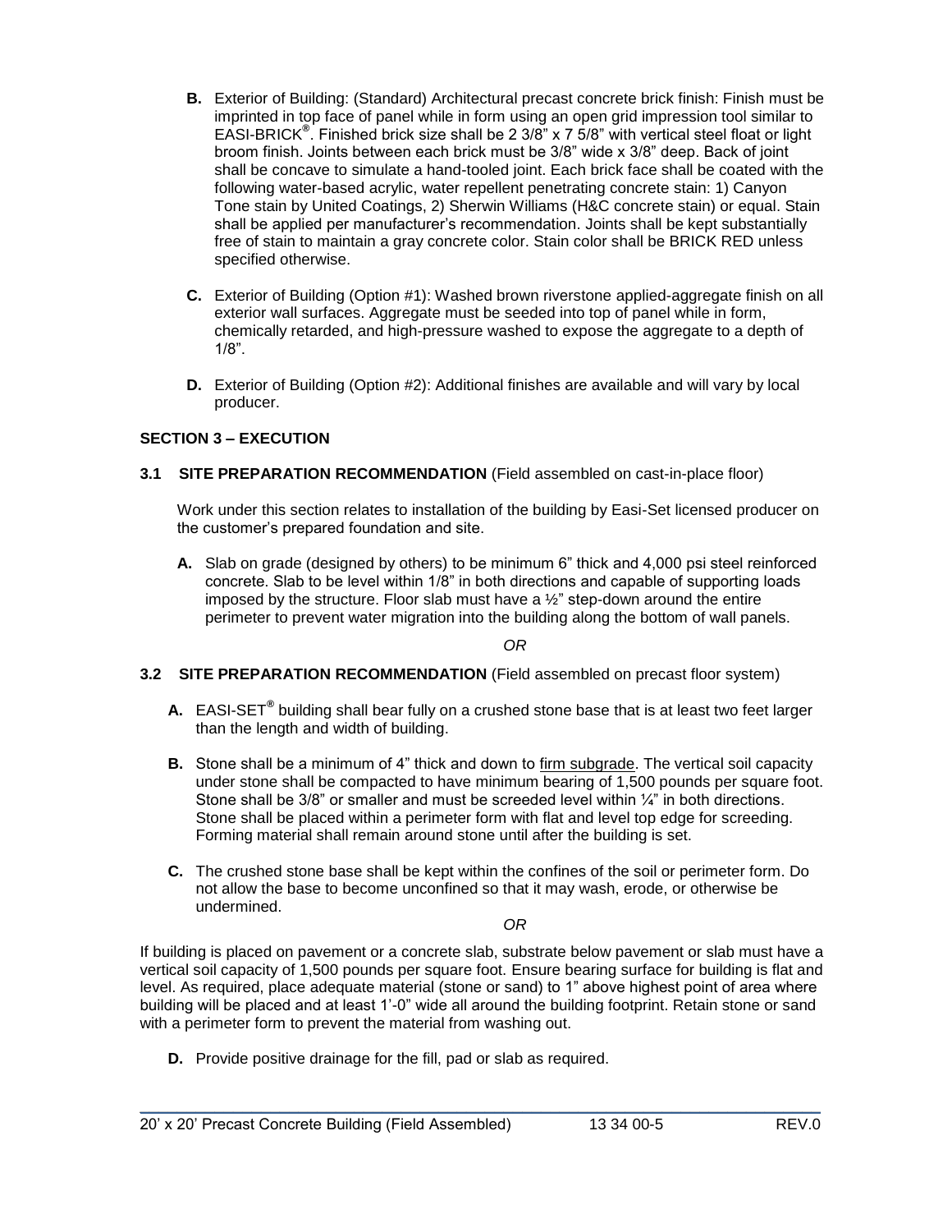**B.** Exterior of Building: (Standard) Architectural precast concrete brick finish: Finish must be imprinted in top face of panel while in form using an open grid impression tool similar to EASI-BRICK®. Finished brick size shall be 2 3/8" x 7 5/8" with vertical steel float or light broom finish. Joints between each brick must be 3/8" wide x 3/8" deep. Back of joint shall be concave to simulate a hand-tooled joint. Each brick face shall be coated with the following water-based acrylic, water repellent penetrating concrete stain: 1) Canyon Tone stain by United Coatings, 2) Sherwin Williams (H&C concrete stain) or equal. Stain shall be applied per manufacturer's recommendation. Joints shall be kept substantially free of stain to maintain a gray concrete color. Stain color shall be BRICK RED unless specified otherwise.

**C.** Exterior of Building (Option #1): Washed brown riverstone applied-aggregate finish on all exterior wall surfaces. Aggregate must be seeded into top of panel while in form, chemically retarded, and high-pressure washed to expose the aggregate to a depth of 1/8".

**D.** Exterior of Building (Option #2): Additional finishes are available and will vary by local producer.

## SECTION 3 – EXECUTION

### 3.1 SITE PREPARATION RECOMMENDATION (Field assembled on cast-in-place floor)

Work under this section relates to installation of the building by Easi-Set licensed producer on the customer's prepared foundation and site.

**A.** Slab on grade (designed by others) to be minimum 6" thick and 4,000 psi steel reinforced concrete. Slab to be level within 1/8" in both directions and capable of supporting loads imposed by the structure. Floor slab must have a ½" step-down around the entire perimeter to prevent water migration into the building along the bottom of wall panels.

*OR*

### 3.2 SITE PREPARATION RECOMMENDATION (Field assembled on precast floor system)

**A.** EASI-SET® building shall bear fully on a crushed stone base that is at least two feet larger than the length and width of building.

**B.** Stone shall be a minimum of 4" thick and down to <u>firm subgrade</u>. The vertical soil capacity under stone shall be compacted to have minimum bearing of 1,500 pounds per square foot. Stone shall be 3/8" or smaller and must be screeded level within ¼" in both directions. Stone shall be placed within a perimeter form with flat and level top edge for screeding. Forming material shall remain around stone until after the building is set.

**C.** The crushed stone base shall be kept within the confines of the soil or perimeter form. Do not allow the base to become unconfined so that it may wash, erode, or otherwise be undermined.

*OR*

If building is placed on pavement or a concrete slab, substrate below pavement or slab must have a vertical soil capacity of 1,500 pounds per square foot. Ensure bearing surface for building is flat and level. As required, place adequate material (stone or sand) to 1" above highest point of area where building will be placed and at least 1'-0" wide all around the building footprint. Retain stone or sand with a perimeter form to prevent the material from washing out.

**D.** Provide positive drainage for the fill, pad or slab as required.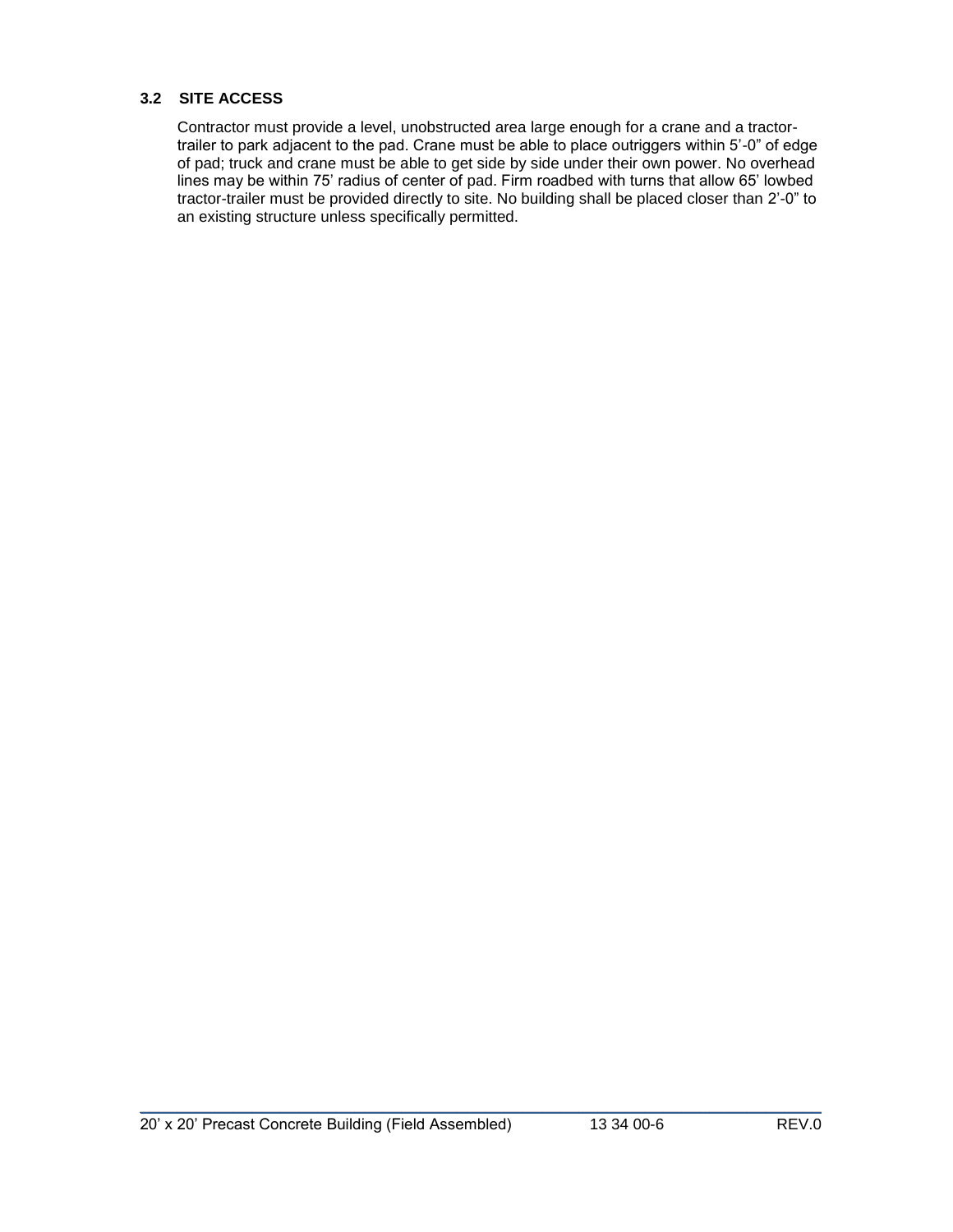### 3.2 SITE ACCESS

Contractor must provide a level, unobstructed area large enough for a crane and a tractor-trailer to park adjacent to the pad. Crane must be able to place outriggers within 5'-0" of edge of pad; truck and crane must be able to get side by side under their own power. No overhead lines may be within 75' radius of center of pad. Firm roadbed with turns that allow 65' lowbed tractor-trailer must be provided directly to site. No building shall be placed closer than 2'-0" to an existing structure unless specifically permitted.